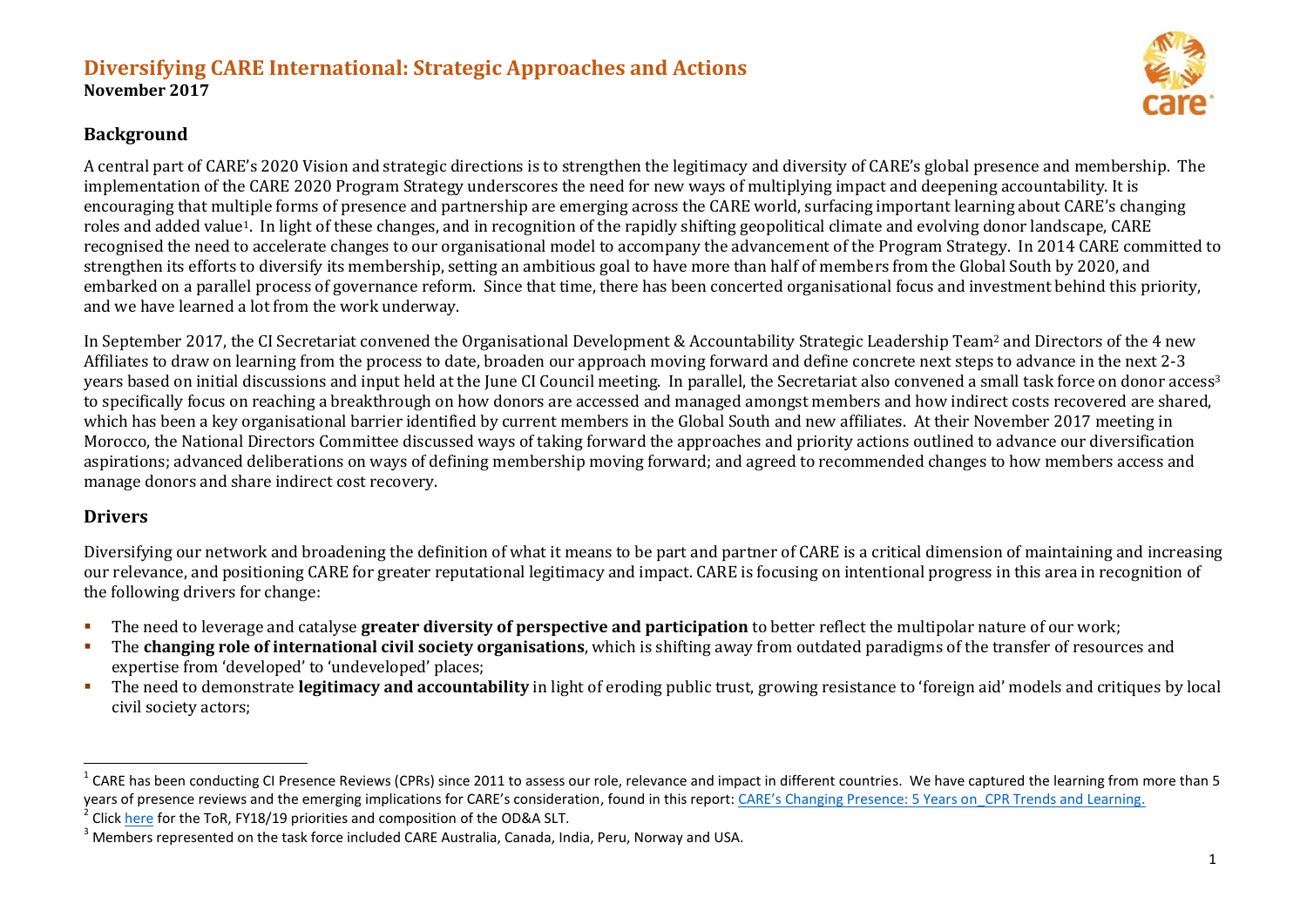# Diversifying CARE International: Strategic Approaches and Actions

**November 2017**

## Background

A central part of CARE's 2020 Vision and strategic directions is to strengthen the legitimacy and diversity of CARE's global presence and membership. The implementation of the CARE 2020 Program Strategy underscores the need for new ways of multiplying impact and deepening accountability. It is encouraging that multiple forms of presence and partnership are emerging across the CARE world, surfacing important learning about CARE's changing roles and added value[1]. In light of these changes, and in recognition of the rapidly shifting geopolitical climate and evolving donor landscape, CARE recognised the need to accelerate changes to our organisational model to accompany the advancement of the Program Strategy. In 2014 CARE committed to strengthen its efforts to diversify its membership, setting an ambitious goal to have more than half of members from the Global South by 2020, and embarked on a parallel process of governance reform. Since that time, there has been concerted organisational focus and investment behind this priority, and we have learned a lot from the work underway.

In September 2017, the CI Secretariat convened the Organisational Development & Accountability Strategic Leadership Team[2] and Directors of the 4 new Affiliates to draw on learning from the process to date, broaden our approach moving forward and define concrete next steps to advance in the next 2-3 years based on initial discussions and input held at the June CI Council meeting. In parallel, the Secretariat also convened a small task force on donor access[3] to specifically focus on reaching a breakthrough on how donors are accessed and managed amongst members and how indirect costs recovered are shared, which has been a key organisational barrier identified by current members in the Global South and new affiliates. At their November 2017 meeting in Morocco, the National Directors Committee discussed ways of taking forward the approaches and priority actions outlined to advance our diversification aspirations; advanced deliberations on ways of defining membership moving forward; and agreed to recommended changes to how members access and manage donors and share indirect cost recovery.

## Drivers

Diversifying our network and broadening the definition of what it means to be part and partner of CARE is a critical dimension of maintaining and increasing our relevance, and positioning CARE for greater reputational legitimacy and impact. CARE is focusing on intentional progress in this area in recognition of the following drivers for change:

- The need to leverage and catalyse **greater diversity of perspective and participation** to better reflect the multipolar nature of our work;
- The **changing role of international civil society organisations**, which is shifting away from outdated paradigms of the transfer of resources and expertise from 'developed' to 'undeveloped' places;
- The need to demonstrate **legitimacy and accountability** in light of eroding public trust, growing resistance to 'foreign aid' models and critiques by local civil society actors;

---

[1] CARE has been conducting CI Presence Reviews (CPRs) since 2011 to assess our role, relevance and impact in different countries. We have captured the learning from more than 5 years of presence reviews and the emerging implications for CARE's consideration, found in this report: CARE's Changing Presence: 5 Years on_CPR Trends and Learning.

[2] Click here for the ToR, FY18/19 priorities and composition of the OD&A SLT.

[3] Members represented on the task force included CARE Australia, Canada, India, Peru, Norway and USA.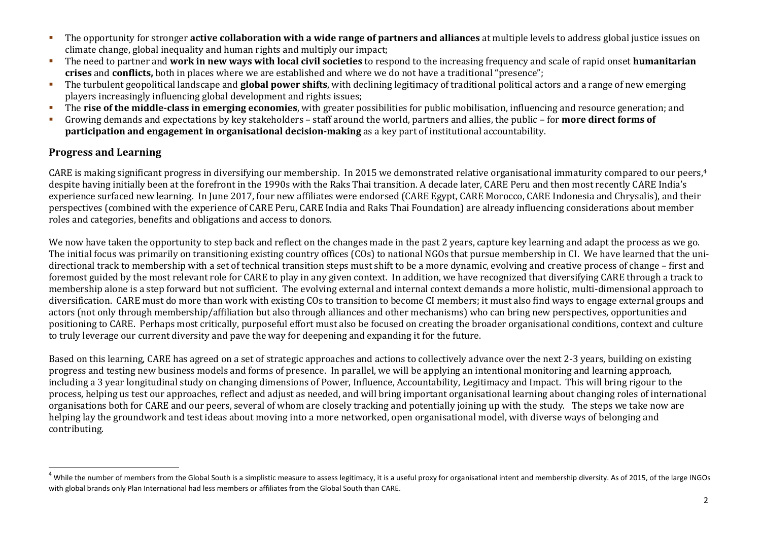- The opportunity for stronger **active collaboration with a wide range of partners and alliances** at multiple levels to address global justice issues on climate change, global inequality and human rights and multiply our impact;
- The need to partner and **work in new ways with local civil societies** to respond to the increasing frequency and scale of rapid onset **humanitarian crises** and **conflicts,** both in places where we are established and where we do not have a traditional "presence";
- The turbulent geopolitical landscape and **global power shifts**, with declining legitimacy of traditional political actors and a range of new emerging players increasingly influencing global development and rights issues;
- The **rise of the middle-class in emerging economies**, with greater possibilities for public mobilisation, influencing and resource generation; and
- Growing demands and expectations by key stakeholders – staff around the world, partners and allies, the public – for **more direct forms of participation and engagement in organisational decision-making** as a key part of institutional accountability.

## Progress and Learning

CARE is making significant progress in diversifying our membership. In 2015 we demonstrated relative organisational immaturity compared to our peers,[4] despite having initially been at the forefront in the 1990s with the Raks Thai transition. A decade later, CARE Peru and then most recently CARE India's experience surfaced new learning. In June 2017, four new affiliates were endorsed (CARE Egypt, CARE Morocco, CARE Indonesia and Chrysalis), and their perspectives (combined with the experience of CARE Peru, CARE India and Raks Thai Foundation) are already influencing considerations about member roles and categories, benefits and obligations and access to donors.

We now have taken the opportunity to step back and reflect on the changes made in the past 2 years, capture key learning and adapt the process as we go. The initial focus was primarily on transitioning existing country offices (COs) to national NGOs that pursue membership in CI. We have learned that the uni-directional track to membership with a set of technical transition steps must shift to be a more dynamic, evolving and creative process of change – first and foremost guided by the most relevant role for CARE to play in any given context. In addition, we have recognized that diversifying CARE through a track to membership alone is a step forward but not sufficient. The evolving external and internal context demands a more holistic, multi-dimensional approach to diversification. CARE must do more than work with existing COs to transition to become CI members; it must also find ways to engage external groups and actors (not only through membership/affiliation but also through alliances and other mechanisms) who can bring new perspectives, opportunities and positioning to CARE. Perhaps most critically, purposeful effort must also be focused on creating the broader organisational conditions, context and culture to truly leverage our current diversity and pave the way for deepening and expanding it for the future.

Based on this learning, CARE has agreed on a set of strategic approaches and actions to collectively advance over the next 2-3 years, building on existing progress and testing new business models and forms of presence. In parallel, we will be applying an intentional monitoring and learning approach, including a 3 year longitudinal study on changing dimensions of Power, Influence, Accountability, Legitimacy and Impact. This will bring rigour to the process, helping us test our approaches, reflect and adjust as needed, and will bring important organisational learning about changing roles of international organisations both for CARE and our peers, several of whom are closely tracking and potentially joining up with the study. The steps we take now are helping lay the groundwork and test ideas about moving into a more networked, open organisational model, with diverse ways of belonging and contributing.

[4] While the number of members from the Global South is a simplistic measure to assess legitimacy, it is a useful proxy for organisational intent and membership diversity. As of 2015, of the large INGOs with global brands only Plan International had less members or affiliates from the Global South than CARE.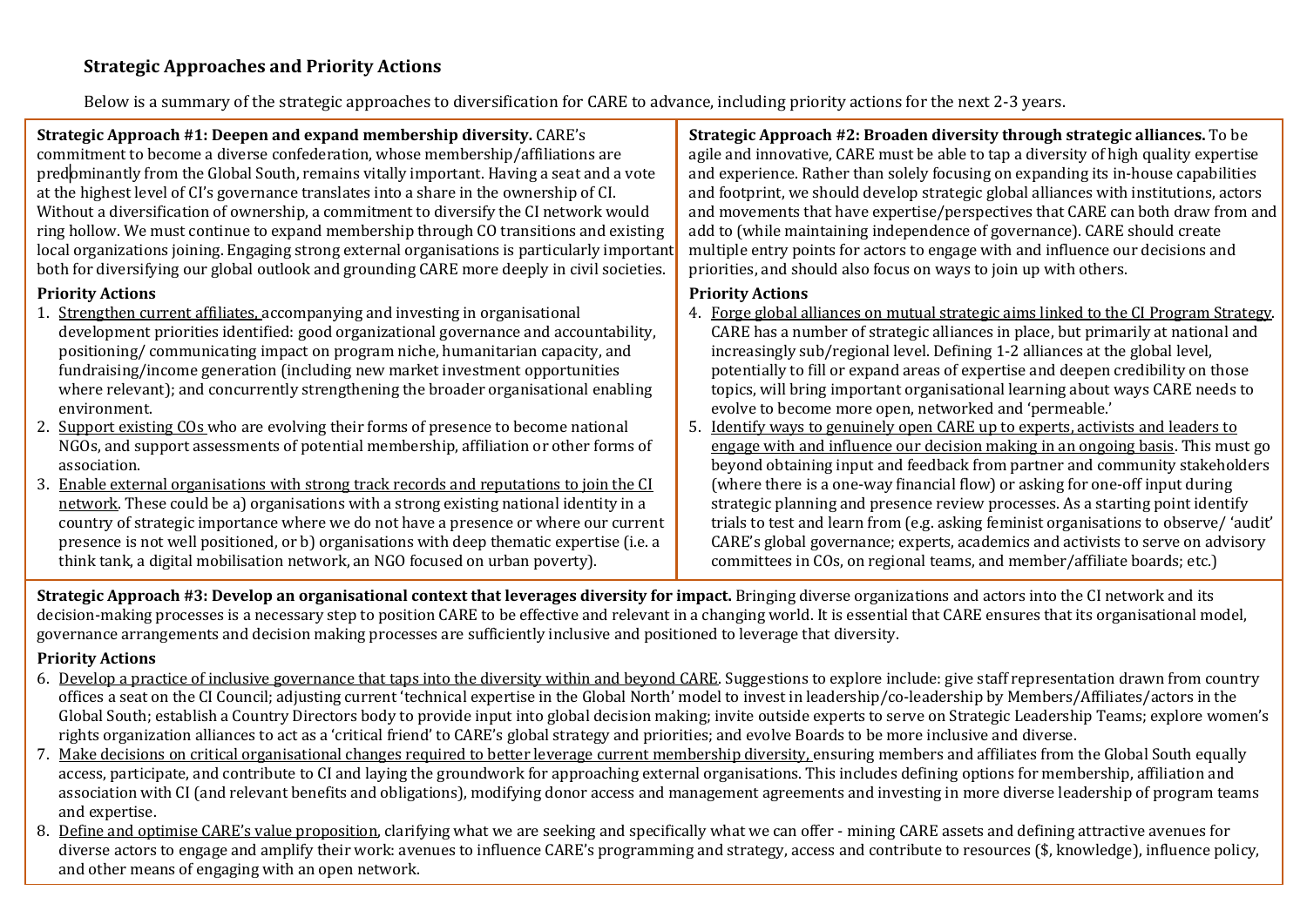### Strategic Approaches and Priority Actions

Below is a summary of the strategic approaches to diversification for CARE to advance, including priority actions for the next 2-3 years.

**Strategic Approach #1: Deepen and expand membership diversity.** CARE's commitment to become a diverse confederation, whose membership/affiliations are predominantly from the Global South, remains vitally important. Having a seat and a vote at the highest level of CI's governance translates into a share in the ownership of CI. Without a diversification of ownership, a commitment to diversify the CI network would ring hollow. We must continue to expand membership through CO transitions and existing local organizations joining. Engaging strong external organisations is particularly important both for diversifying our global outlook and grounding CARE more deeply in civil societies.

**Priority Actions**

1. Strengthen current affiliates, accompanying and investing in organisational development priorities identified: good organizational governance and accountability, positioning/ communicating impact on program niche, humanitarian capacity, and fundraising/income generation (including new market investment opportunities where relevant); and concurrently strengthening the broader organisational enabling environment.
2. Support existing COs who are evolving their forms of presence to become national NGOs, and support assessments of potential membership, affiliation or other forms of association.
3. Enable external organisations with strong track records and reputations to join the CI network. These could be a) organisations with a strong existing national identity in a country of strategic importance where we do not have a presence or where our current presence is not well positioned, or b) organisations with deep thematic expertise (i.e. a think tank, a digital mobilisation network, an NGO focused on urban poverty).

**Strategic Approach #2: Broaden diversity through strategic alliances.** To be agile and innovative, CARE must be able to tap a diversity of high quality expertise and experience. Rather than solely focusing on expanding its in-house capabilities and footprint, we should develop strategic global alliances with institutions, actors and movements that have expertise/perspectives that CARE can both draw from and add to (while maintaining independence of governance). CARE should create multiple entry points for actors to engage with and influence our decisions and priorities, and should also focus on ways to join up with others.

**Priority Actions**

4. Forge global alliances on mutual strategic aims linked to the CI Program Strategy. CARE has a number of strategic alliances in place, but primarily at national and increasingly sub/regional level. Defining 1-2 alliances at the global level, potentially to fill or expand areas of expertise and deepen credibility on those topics, will bring important organisational learning about ways CARE needs to evolve to become more open, networked and 'permeable.'
5. Identify ways to genuinely open CARE up to experts, activists and leaders to engage with and influence our decision making in an ongoing basis. This must go beyond obtaining input and feedback from partner and community stakeholders (where there is a one-way financial flow) or asking for one-off input during strategic planning and presence review processes. As a starting point identify trials to test and learn from (e.g. asking feminist organisations to observe/ 'audit' CARE's global governance; experts, academics and activists to serve on advisory committees in COs, on regional teams, and member/affiliate boards; etc.)

**Strategic Approach #3: Develop an organisational context that leverages diversity for impact.** Bringing diverse organizations and actors into the CI network and its decision-making processes is a necessary step to position CARE to be effective and relevant in a changing world. It is essential that CARE ensures that its organisational model, governance arrangements and decision making processes are sufficiently inclusive and positioned to leverage that diversity.

**Priority Actions**

6. Develop a practice of inclusive governance that taps into the diversity within and beyond CARE. Suggestions to explore include: give staff representation drawn from country offices a seat on the CI Council; adjusting current 'technical expertise in the Global North' model to invest in leadership/co-leadership by Members/Affiliates/actors in the Global South; establish a Country Directors body to provide input into global decision making; invite outside experts to serve on Strategic Leadership Teams; explore women's rights organization alliances to act as a 'critical friend' to CARE's global strategy and priorities; and evolve Boards to be more inclusive and diverse.
7. Make decisions on critical organisational changes required to better leverage current membership diversity, ensuring members and affiliates from the Global South equally access, participate, and contribute to CI and laying the groundwork for approaching external organisations. This includes defining options for membership, affiliation and association with CI (and relevant benefits and obligations), modifying donor access and management agreements and investing in more diverse leadership of program teams and expertise.
8. Define and optimise CARE's value proposition, clarifying what we are seeking and specifically what we can offer - mining CARE assets and defining attractive avenues for diverse actors to engage and amplify their work: avenues to influence CARE's programming and strategy, access and contribute to resources ($, knowledge), influence policy, and other means of engaging with an open network.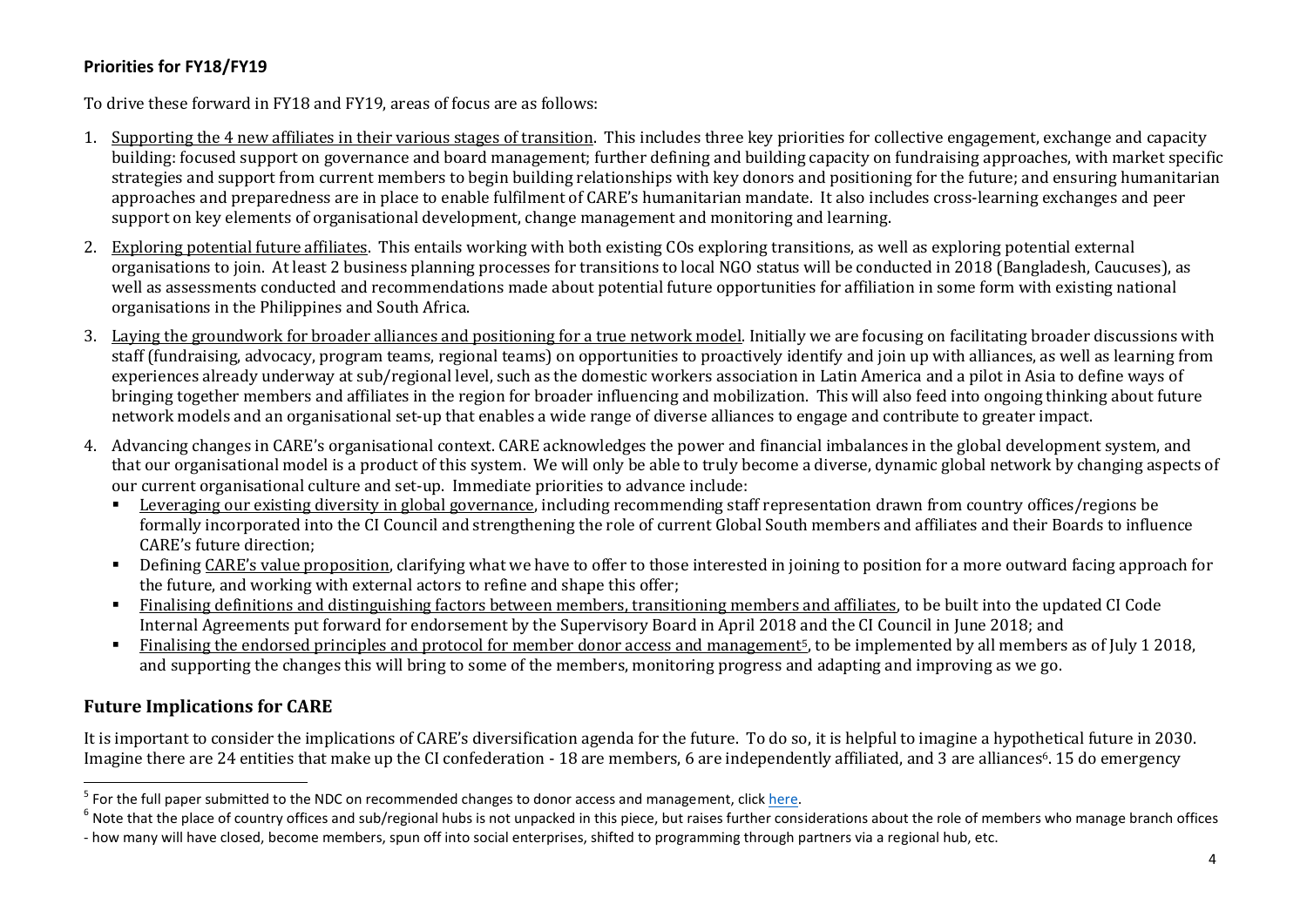### **Priorities for FY18/FY19**

To drive these forward in FY18 and FY19, areas of focus are as follows:

1. Supporting the 4 new affiliates in their various stages of transition. This includes three key priorities for collective engagement, exchange and capacity building: focused support on governance and board management; further defining and building capacity on fundraising approaches, with market specific strategies and support from current members to begin building relationships with key donors and positioning for the future; and ensuring humanitarian approaches and preparedness are in place to enable fulfilment of CARE's humanitarian mandate. It also includes cross-learning exchanges and peer support on key elements of organisational development, change management and monitoring and learning.

2. Exploring potential future affiliates. This entails working with both existing COs exploring transitions, as well as exploring potential external organisations to join. At least 2 business planning processes for transitions to local NGO status will be conducted in 2018 (Bangladesh, Caucuses), as well as assessments conducted and recommendations made about potential future opportunities for affiliation in some form with existing national organisations in the Philippines and South Africa.

3. Laying the groundwork for broader alliances and positioning for a true network model. Initially we are focusing on facilitating broader discussions with staff (fundraising, advocacy, program teams, regional teams) on opportunities to proactively identify and join up with alliances, as well as learning from experiences already underway at sub/regional level, such as the domestic workers association in Latin America and a pilot in Asia to define ways of bringing together members and affiliates in the region for broader influencing and mobilization. This will also feed into ongoing thinking about future network models and an organisational set-up that enables a wide range of diverse alliances to engage and contribute to greater impact.

4. Advancing changes in CARE's organisational context. CARE acknowledges the power and financial imbalances in the global development system, and that our organisational model is a product of this system. We will only be able to truly become a diverse, dynamic global network by changing aspects of our current organisational culture and set-up. Immediate priorities to advance include:
   - Leveraging our existing diversity in global governance, including recommending staff representation drawn from country offices/regions be formally incorporated into the CI Council and strengthening the role of current Global South members and affiliates and their Boards to influence CARE's future direction;
   - Defining CARE's value proposition, clarifying what we have to offer to those interested in joining to position for a more outward facing approach for the future, and working with external actors to refine and shape this offer;
   - Finalising definitions and distinguishing factors between members, transitioning members and affiliates, to be built into the updated CI Code Internal Agreements put forward for endorsement by the Supervisory Board in April 2018 and the CI Council in June 2018; and
   - Finalising the endorsed principles and protocol for member donor access and management[5], to be implemented by all members as of July 1 2018, and supporting the changes this will bring to some of the members, monitoring progress and adapting and improving as we go.

## **Future Implications for CARE**

It is important to consider the implications of CARE's diversification agenda for the future. To do so, it is helpful to imagine a hypothetical future in 2030. Imagine there are 24 entities that make up the CI confederation - 18 are members, 6 are independently affiliated, and 3 are alliances[6]. 15 do emergency

---

[5] For the full paper submitted to the NDC on recommended changes to donor access and management, click here.

[6] Note that the place of country offices and sub/regional hubs is not unpacked in this piece, but raises further considerations about the role of members who manage branch offices - how many will have closed, become members, spun off into social enterprises, shifted to programming through partners via a regional hub, etc.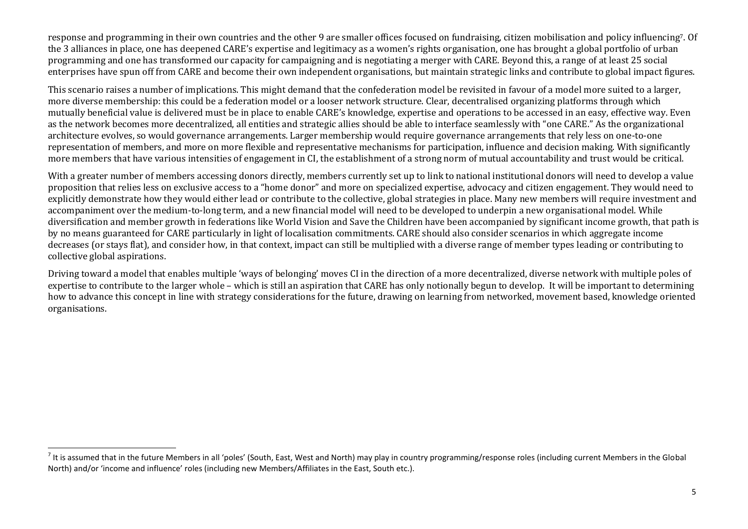response and programming in their own countries and the other 9 are smaller offices focused on fundraising, citizen mobilisation and policy influencing[7]. Of the 3 alliances in place, one has deepened CARE's expertise and legitimacy as a women's rights organisation, one has brought a global portfolio of urban programming and one has transformed our capacity for campaigning and is negotiating a merger with CARE. Beyond this, a range of at least 25 social enterprises have spun off from CARE and become their own independent organisations, but maintain strategic links and contribute to global impact figures.

This scenario raises a number of implications. This might demand that the confederation model be revisited in favour of a model more suited to a larger, more diverse membership: this could be a federation model or a looser network structure. Clear, decentralised organizing platforms through which mutually beneficial value is delivered must be in place to enable CARE's knowledge, expertise and operations to be accessed in an easy, effective way. Even as the network becomes more decentralized, all entities and strategic allies should be able to interface seamlessly with "one CARE." As the organizational architecture evolves, so would governance arrangements. Larger membership would require governance arrangements that rely less on one-to-one representation of members, and more on more flexible and representative mechanisms for participation, influence and decision making. With significantly more members that have various intensities of engagement in CI, the establishment of a strong norm of mutual accountability and trust would be critical.

With a greater number of members accessing donors directly, members currently set up to link to national institutional donors will need to develop a value proposition that relies less on exclusive access to a "home donor" and more on specialized expertise, advocacy and citizen engagement. They would need to explicitly demonstrate how they would either lead or contribute to the collective, global strategies in place. Many new members will require investment and accompaniment over the medium-to-long term, and a new financial model will need to be developed to underpin a new organisational model. While diversification and member growth in federations like World Vision and Save the Children have been accompanied by significant income growth, that path is by no means guaranteed for CARE particularly in light of localisation commitments. CARE should also consider scenarios in which aggregate income decreases (or stays flat), and consider how, in that context, impact can still be multiplied with a diverse range of member types leading or contributing to collective global aspirations.

Driving toward a model that enables multiple 'ways of belonging' moves CI in the direction of a more decentralized, diverse network with multiple poles of expertise to contribute to the larger whole – which is still an aspiration that CARE has only notionally begun to develop. It will be important to determining how to advance this concept in line with strategy considerations for the future, drawing on learning from networked, movement based, knowledge oriented organisations.

---

[7] It is assumed that in the future Members in all 'poles' (South, East, West and North) may play in country programming/response roles (including current Members in the Global North) and/or 'income and influence' roles (including new Members/Affiliates in the East, South etc.).